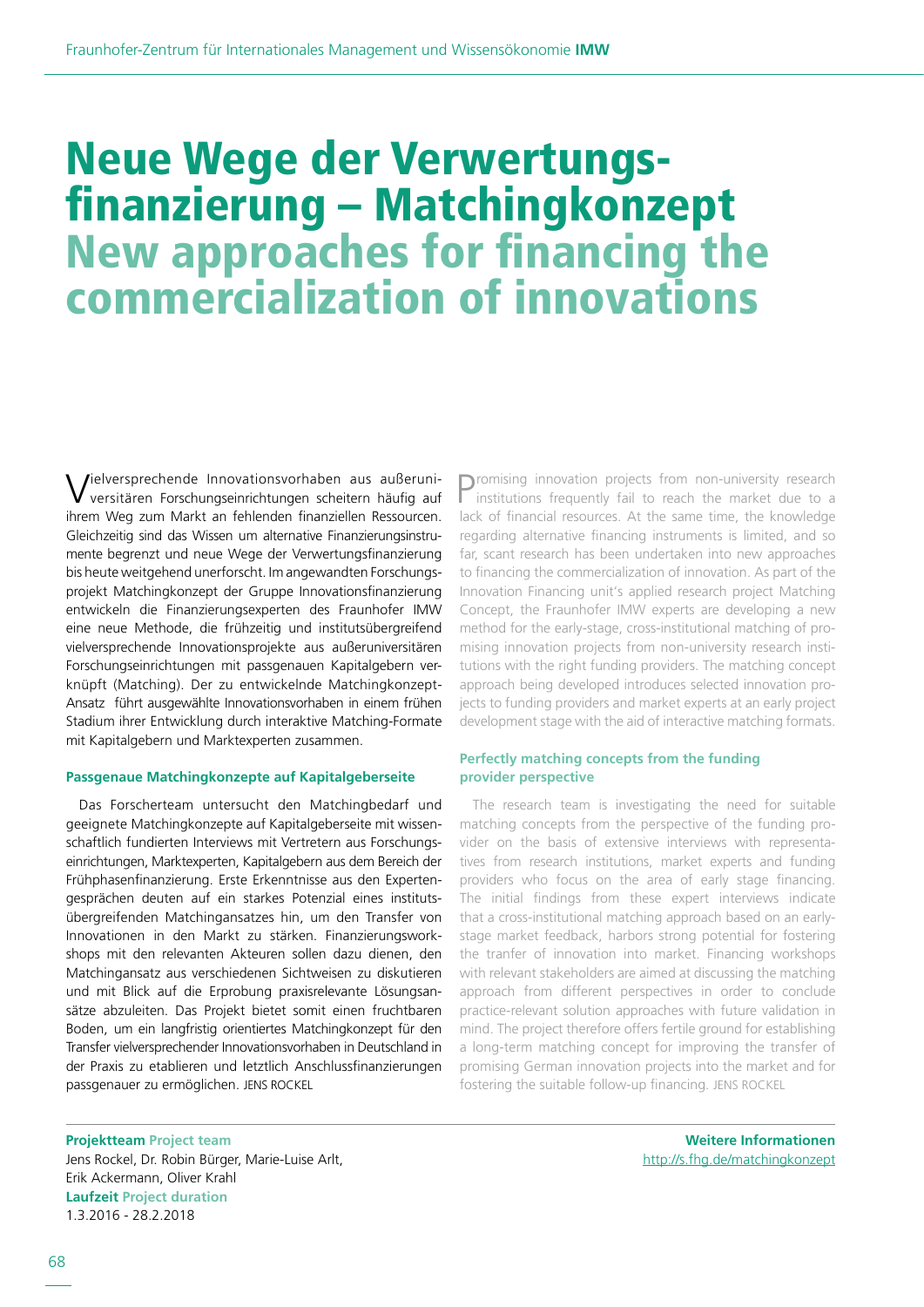# Neue Wege der Verwertungsfinanzierung – Matchingkonzept
# New approaches for financing the commercialization of innovations

Vielversprechende Innovationsvorhaben aus außeruniversitären Forschungseinrichtungen scheitern häufig auf ihrem Weg zum Markt an fehlenden finanziellen Ressourcen. Gleichzeitig sind das Wissen um alternative Finanzierungsinstrumente begrenzt und neue Wege der Verwertungsfinanzierung bis heute weitgehend unerforscht. Im angewandten Forschungsprojekt Matchingkonzept der Gruppe Innovationsfinanzierung entwickeln die Finanzierungsexperten des Fraunhofer IMW eine neue Methode, die frühzeitig und institutsübergreifend vielversprechende Innovationsprojekte aus außeruniversitären Forschungseinrichtungen mit passgenauen Kapitalgebern verknüpft (Matching). Der zu entwickelnde Matchingkonzept-Ansatz führt ausgewählte Innovationsvorhaben in einem frühen Stadium ihrer Entwicklung durch interaktive Matching-Formate mit Kapitalgebern und Marktexperten zusammen.

### Passgenaue Matchingkonzepte auf Kapitalgeberseite

Das Forscherteam untersucht den Matchingbedarf und geeignete Matchingkonzepte auf Kapitalgeberseite mit wissenschaftlich fundierten Interviews mit Vertretern aus Forschungseinrichtungen, Marktexperten, Kapitalgebern aus dem Bereich der Frühphasenfinanzierung. Erste Erkenntnisse aus den Expertengesprächen deuten auf ein starkes Potenzial eines institutsübergreifenden Matchingansatzes hin, um den Transfer von Innovationen in den Markt zu stärken. Finanzierungsworkshops mit den relevanten Akteuren sollen dazu dienen, den Matchingansatz aus verschiedenen Sichtweisen zu diskutieren und mit Blick auf die Erprobung praxisrelevante Lösungsansätze abzuleiten. Das Projekt bietet somit einen fruchtbaren Boden, um ein langfristig orientiertes Matchingkonzept für den Transfer vielversprechender Innovationsvorhaben in Deutschland in der Praxis zu etablieren und letztlich Anschlussfinanzierungen passgenauer zu ermöglichen. JENS ROCKEL

Promising innovation projects from non-university research institutions frequently fail to reach the market due to a lack of financial resources. At the same time, the knowledge regarding alternative financing instruments is limited, and so far, scant research has been undertaken into new approaches to financing the commercialization of innovation. As part of the Innovation Financing unit's applied research project Matching Concept, the Fraunhofer IMW experts are developing a new method for the early-stage, cross-institutional matching of promising innovation projects from non-university research institutions with the right funding providers. The matching concept approach being developed introduces selected innovation projects to funding providers and market experts at an early project development stage with the aid of interactive matching formats.

### Perfectly matching concepts from the funding provider perspective

The research team is investigating the need for suitable matching concepts from the perspective of the funding provider on the basis of extensive interviews with representatives from research institutions, market experts and funding providers who focus on the area of early stage financing. The initial findings from these expert interviews indicate that a cross-institutional matching approach based on an early-stage market feedback, harbors strong potential for fostering the tranfer of innovation into market. Financing workshops with relevant stakeholders are aimed at discussing the matching approach from different perspectives in order to conclude practice-relevant solution approaches with future validation in mind. The project therefore offers fertile ground for establishing a long-term matching concept for improving the transfer of promising German innovation projects into the market and for fostering the suitable follow-up financing. JENS ROCKEL

**Projektteam Project team**
Jens Rockel, Dr. Robin Bürger, Marie-Luise Arlt, Erik Ackermann, Oliver Krahl
**Laufzeit Project duration**
1.3.2016 - 28.2.2018

**Weitere Informationen**
http://s.fhg.de/matchingkonzept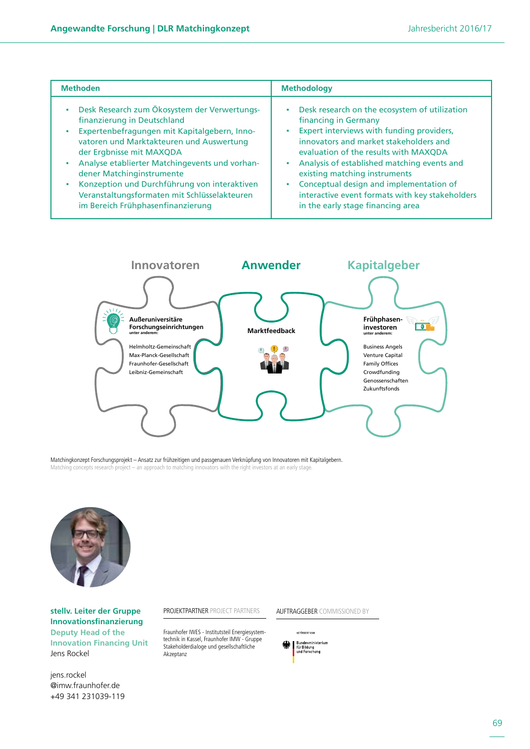| Methoden | Methodology |
| --- | --- |
| • Desk Research zum Ökosystem der Verwertungsfinanzierung in Deutschland<br>• Expertenbefragungen mit Kapitalgebern, Innovatoren und Marktakteuren und Auswertung der Ergbnisse mit MAXQDA<br>• Analyse etablierter Matchingevents und vorhandener Matchinginstrumente<br>• Konzeption und Durchführung von interaktiven Veranstaltungsformaten mit Schlüsselakteuren im Bereich Frühphasenfinanzierung | • Desk research on the ecosystem of utilization financing in Germany<br>• Expert interviews with funding providers, innovators and market stakeholders and evaluation of the results with MAXQDA<br>• Analysis of established matching events and existing matching instruments<br>• Conceptual design and implementation of interactive event formats with key stakeholders in the early stage financing area |

Innovatoren

Anwender

Kapitalgeber

**Außeruniversitäre Forschungseinrichtungen**
unter anderem:
Helmholtz-Gemeinschaft
Max-Planck-Gesellschaft
Fraunhofer-Gesellschaft
Leibniz-Gemeinschaft

**Marktfeedback**

**Frühphasen-investoren**
unter anderem:
Business Angels
Venture Capital
Family Offices
Crowdfunding
Genossenschaften
Zukunftsfonds

Matchingkonzept Forschungsprojekt – Ansatz zur frühzeitigen und passgenauen Verknüpfung von Innovatoren mit Kapitalgebern.
Matching concepts research project – an approach to matching innovators with the right investors at an early stage.

**stellv. Leiter der Gruppe Innovationsfinanzierung**
**Deputy Head of the Innovation Financing Unit**
Jens Rockel

jens.rockel
@imw.fraunhofer.de
+49 341 231039-119

PROJEKTPARTNER PROJECT PARTNERS

Fraunhofer IWES - Institutsteil Energiesystemtechnik in Kassel, Fraunhofer IMW - Gruppe Stakeholderdialoge und gesellschaftliche Akzeptanz

AUFTRAGGEBER COMMISSIONED BY

GEFÖRDERT VOM
Bundesministerium für Bildung und Forschung